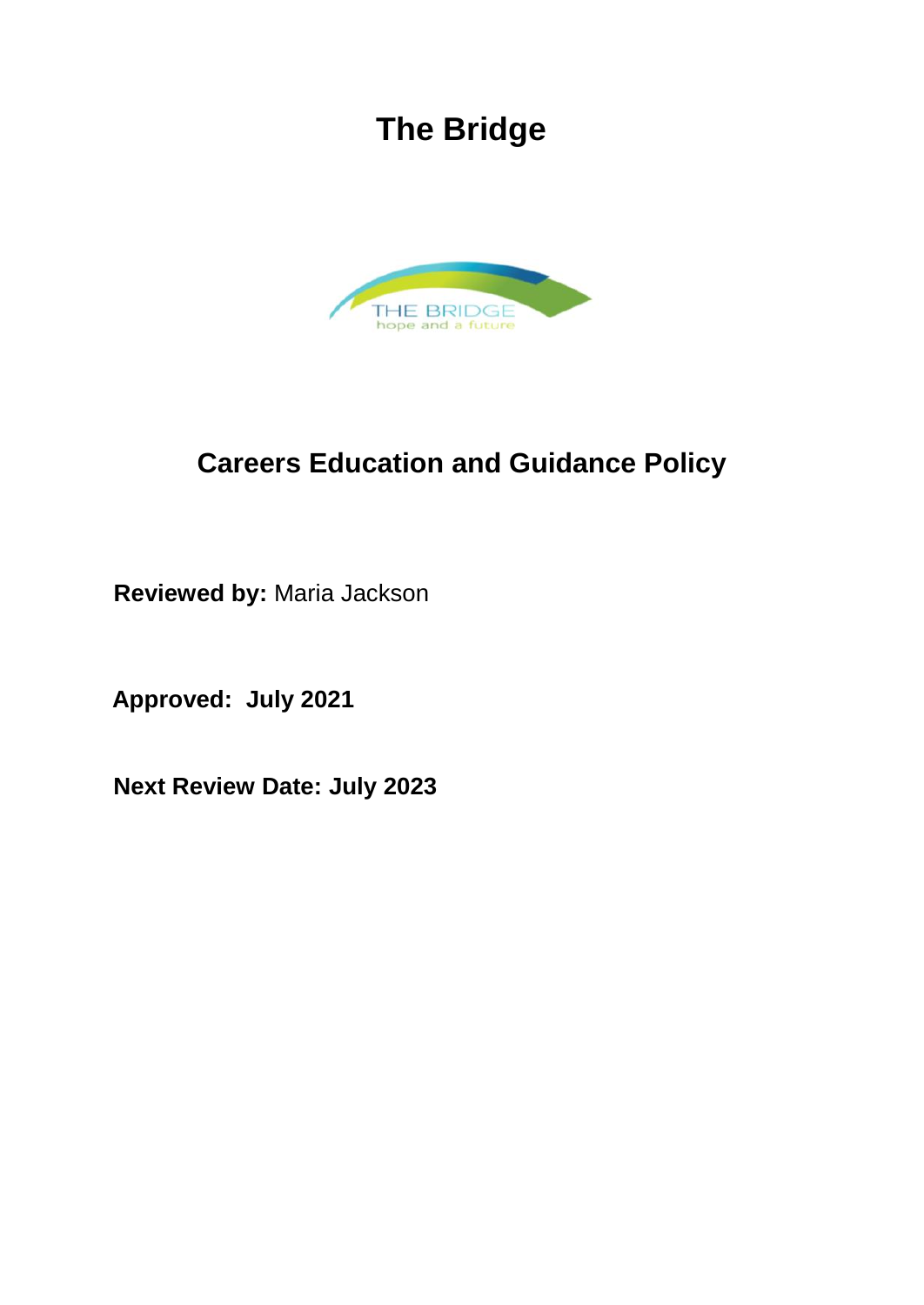# The Bridge

## Careers Education and Guidance Policy

**Reviewed by:** Maria Jackson

**Approved: July 2021**

**Next Review Date: July 2023**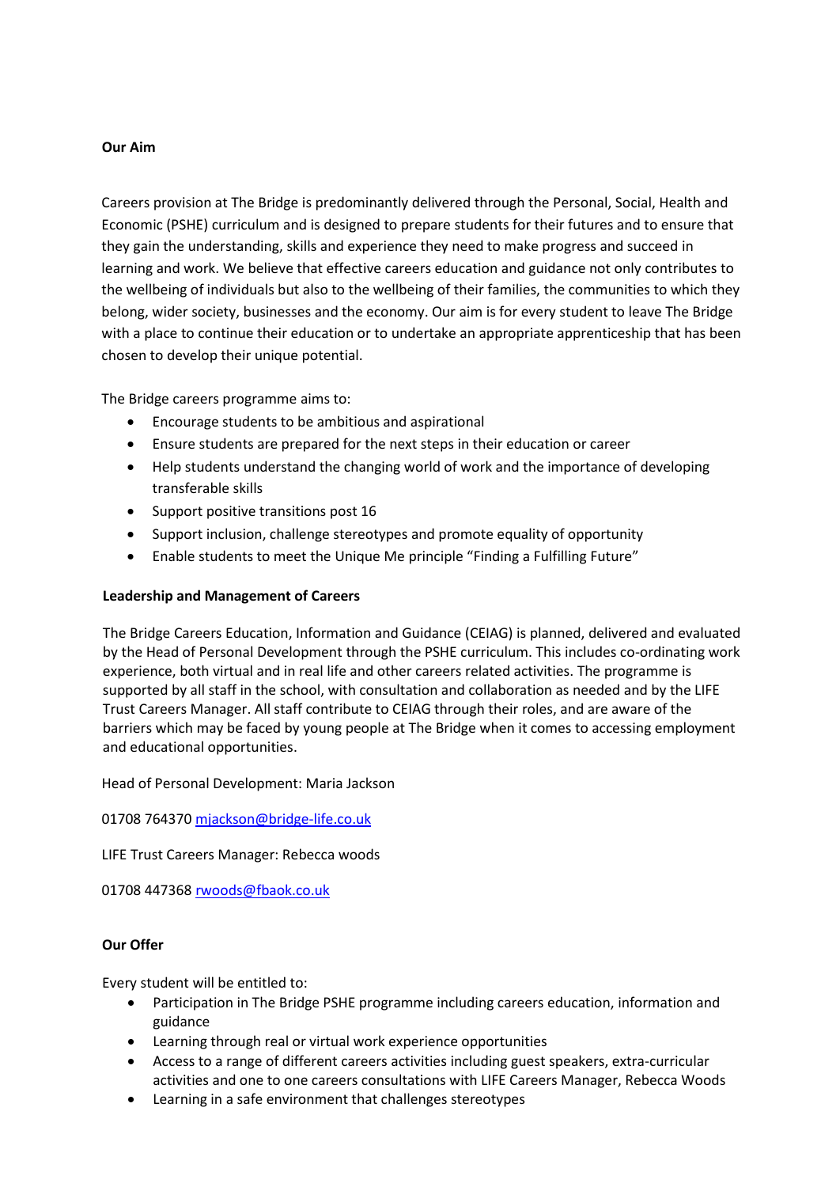**Our Aim**

Careers provision at The Bridge is predominantly delivered through the Personal, Social, Health and Economic (PSHE) curriculum and is designed to prepare students for their futures and to ensure that they gain the understanding, skills and experience they need to make progress and succeed in learning and work. We believe that effective careers education and guidance not only contributes to the wellbeing of individuals but also to the wellbeing of their families, the communities to which they belong, wider society, businesses and the economy. Our aim is for every student to leave The Bridge with a place to continue their education or to undertake an appropriate apprenticeship that has been chosen to develop their unique potential.

The Bridge careers programme aims to:

- Encourage students to be ambitious and aspirational
- Ensure students are prepared for the next steps in their education or career
- Help students understand the changing world of work and the importance of developing transferable skills
- Support positive transitions post 16
- Support inclusion, challenge stereotypes and promote equality of opportunity
- Enable students to meet the Unique Me principle "Finding a Fulfilling Future"

**Leadership and Management of Careers**

The Bridge Careers Education, Information and Guidance (CEIAG) is planned, delivered and evaluated by the Head of Personal Development through the PSHE curriculum. This includes co-ordinating work experience, both virtual and in real life and other careers related activities. The programme is supported by all staff in the school, with consultation and collaboration as needed and by the LIFE Trust Careers Manager. All staff contribute to CEIAG through their roles, and are aware of the barriers which may be faced by young people at The Bridge when it comes to accessing employment and educational opportunities.

Head of Personal Development: Maria Jackson

01708 764370 mjackson@bridge-life.co.uk

LIFE Trust Careers Manager: Rebecca woods

01708 447368 rwoods@fbaok.co.uk

**Our Offer**

Every student will be entitled to:

- Participation in The Bridge PSHE programme including careers education, information and guidance
- Learning through real or virtual work experience opportunities
- Access to a range of different careers activities including guest speakers, extra-curricular activities and one to one careers consultations with LIFE Careers Manager, Rebecca Woods
- Learning in a safe environment that challenges stereotypes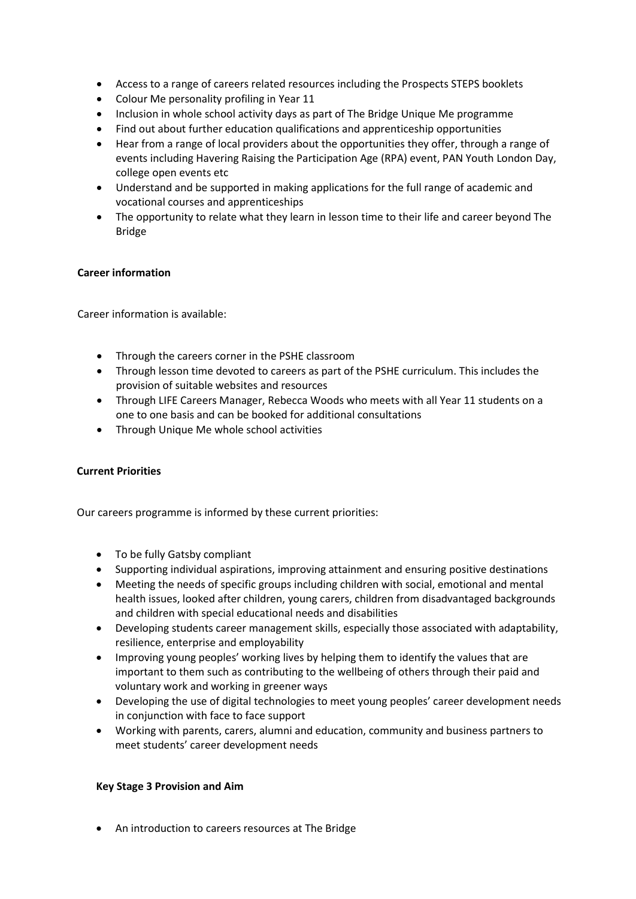- Access to a range of careers related resources including the Prospects STEPS booklets
- Colour Me personality profiling in Year 11
- Inclusion in whole school activity days as part of The Bridge Unique Me programme
- Find out about further education qualifications and apprenticeship opportunities
- Hear from a range of local providers about the opportunities they offer, through a range of events including Havering Raising the Participation Age (RPA) event, PAN Youth London Day, college open events etc
- Understand and be supported in making applications for the full range of academic and vocational courses and apprenticeships
- The opportunity to relate what they learn in lesson time to their life and career beyond The Bridge

**Career information**

Career information is available:

- Through the careers corner in the PSHE classroom
- Through lesson time devoted to careers as part of the PSHE curriculum. This includes the provision of suitable websites and resources
- Through LIFE Careers Manager, Rebecca Woods who meets with all Year 11 students on a one to one basis and can be booked for additional consultations
- Through Unique Me whole school activities

**Current Priorities**

Our careers programme is informed by these current priorities:

- To be fully Gatsby compliant
- Supporting individual aspirations, improving attainment and ensuring positive destinations
- Meeting the needs of specific groups including children with social, emotional and mental health issues, looked after children, young carers, children from disadvantaged backgrounds and children with special educational needs and disabilities
- Developing students career management skills, especially those associated with adaptability, resilience, enterprise and employability
- Improving young peoples' working lives by helping them to identify the values that are important to them such as contributing to the wellbeing of others through their paid and voluntary work and working in greener ways
- Developing the use of digital technologies to meet young peoples' career development needs in conjunction with face to face support
- Working with parents, carers, alumni and education, community and business partners to meet students' career development needs

**Key Stage 3 Provision and Aim**

- An introduction to careers resources at The Bridge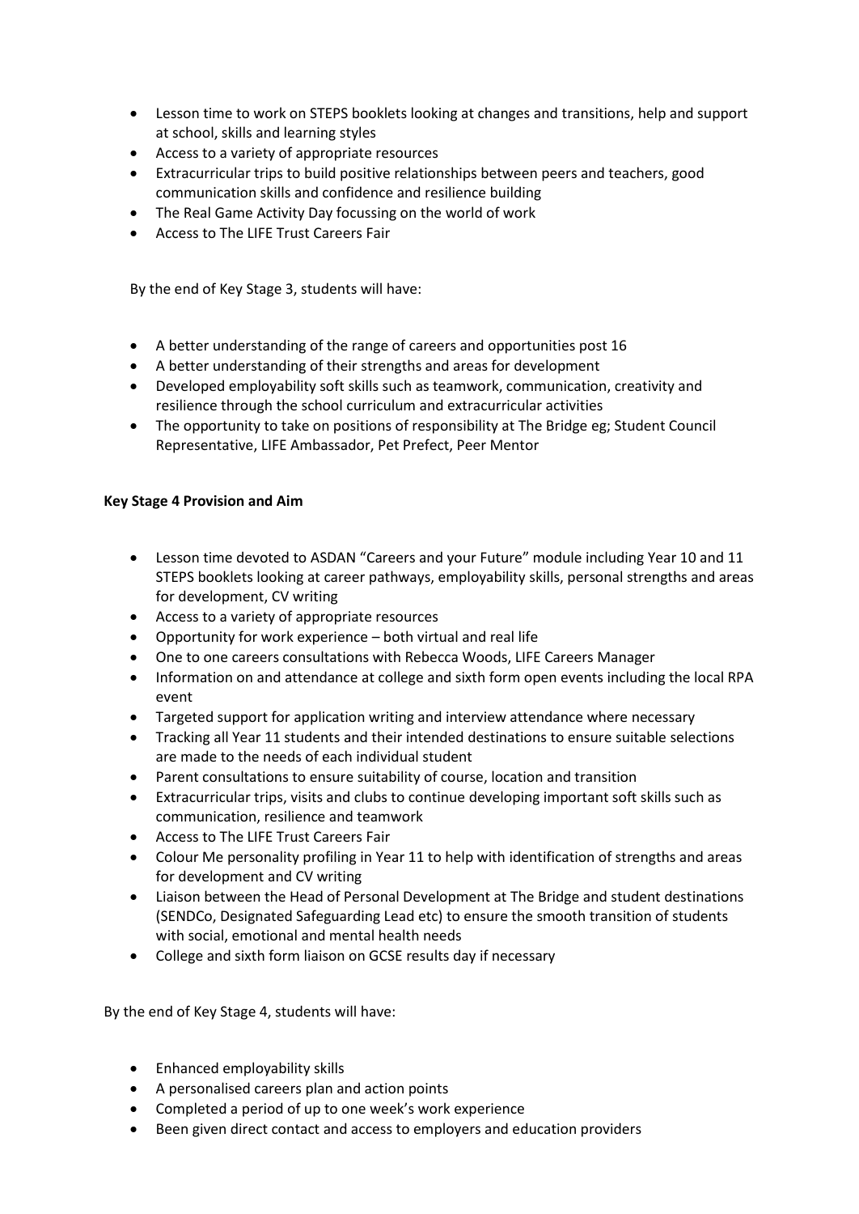- Lesson time to work on STEPS booklets looking at changes and transitions, help and support at school, skills and learning styles
- Access to a variety of appropriate resources
- Extracurricular trips to build positive relationships between peers and teachers, good communication skills and confidence and resilience building
- The Real Game Activity Day focussing on the world of work
- Access to The LIFE Trust Careers Fair

By the end of Key Stage 3, students will have:

- A better understanding of the range of careers and opportunities post 16
- A better understanding of their strengths and areas for development
- Developed employability soft skills such as teamwork, communication, creativity and resilience through the school curriculum and extracurricular activities
- The opportunity to take on positions of responsibility at The Bridge eg; Student Council Representative, LIFE Ambassador, Pet Prefect, Peer Mentor

**Key Stage 4 Provision and Aim**

- Lesson time devoted to ASDAN "Careers and your Future" module including Year 10 and 11 STEPS booklets looking at career pathways, employability skills, personal strengths and areas for development, CV writing
- Access to a variety of appropriate resources
- Opportunity for work experience – both virtual and real life
- One to one careers consultations with Rebecca Woods, LIFE Careers Manager
- Information on and attendance at college and sixth form open events including the local RPA event
- Targeted support for application writing and interview attendance where necessary
- Tracking all Year 11 students and their intended destinations to ensure suitable selections are made to the needs of each individual student
- Parent consultations to ensure suitability of course, location and transition
- Extracurricular trips, visits and clubs to continue developing important soft skills such as communication, resilience and teamwork
- Access to The LIFE Trust Careers Fair
- Colour Me personality profiling in Year 11 to help with identification of strengths and areas for development and CV writing
- Liaison between the Head of Personal Development at The Bridge and student destinations (SENDCo, Designated Safeguarding Lead etc) to ensure the smooth transition of students with social, emotional and mental health needs
- College and sixth form liaison on GCSE results day if necessary

By the end of Key Stage 4, students will have:

- Enhanced employability skills
- A personalised careers plan and action points
- Completed a period of up to one week's work experience
- Been given direct contact and access to employers and education providers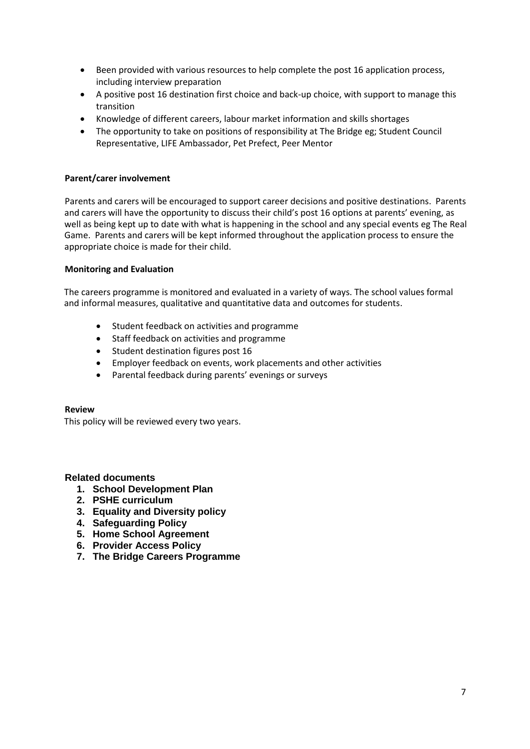- Been provided with various resources to help complete the post 16 application process, including interview preparation
- A positive post 16 destination first choice and back-up choice, with support to manage this transition
- Knowledge of different careers, labour market information and skills shortages
- The opportunity to take on positions of responsibility at The Bridge eg; Student Council Representative, LIFE Ambassador, Pet Prefect, Peer Mentor

**Parent/carer involvement**

Parents and carers will be encouraged to support career decisions and positive destinations. Parents and carers will have the opportunity to discuss their child's post 16 options at parents' evening, as well as being kept up to date with what is happening in the school and any special events eg The Real Game. Parents and carers will be kept informed throughout the application process to ensure the appropriate choice is made for their child.

**Monitoring and Evaluation**

The careers programme is monitored and evaluated in a variety of ways. The school values formal and informal measures, qualitative and quantitative data and outcomes for students.

- Student feedback on activities and programme
- Staff feedback on activities and programme
- Student destination figures post 16
- Employer feedback on events, work placements and other activities
- Parental feedback during parents' evenings or surveys

**Review**

This policy will be reviewed every two years.

**Related documents**

1. **School Development Plan**
2. **PSHE curriculum**
3. **Equality and Diversity policy**
4. **Safeguarding Policy**
5. **Home School Agreement**
6. **Provider Access Policy**
7. **The Bridge Careers Programme**